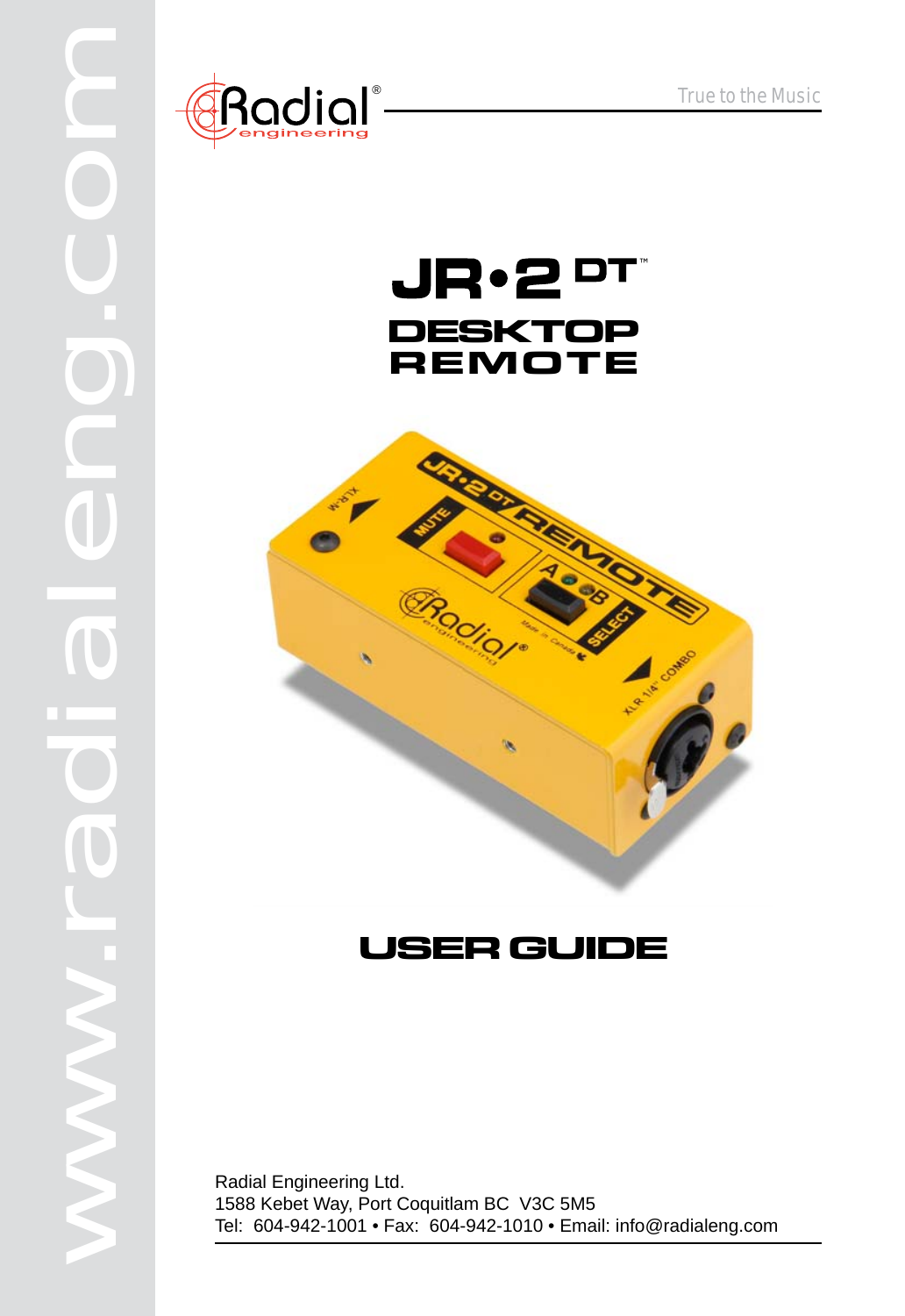www.radialeng.com

Radial® engineering

True to the Music

# JR•2 DT™
## DESKTOP REMOTE

# USER GUIDE

Radial Engineering Ltd.
1588 Kebet Way, Port Coquitlam BC V3C 5M5
Tel: 604-942-1001 • Fax: 604-942-1010 • Email: info@radialeng.com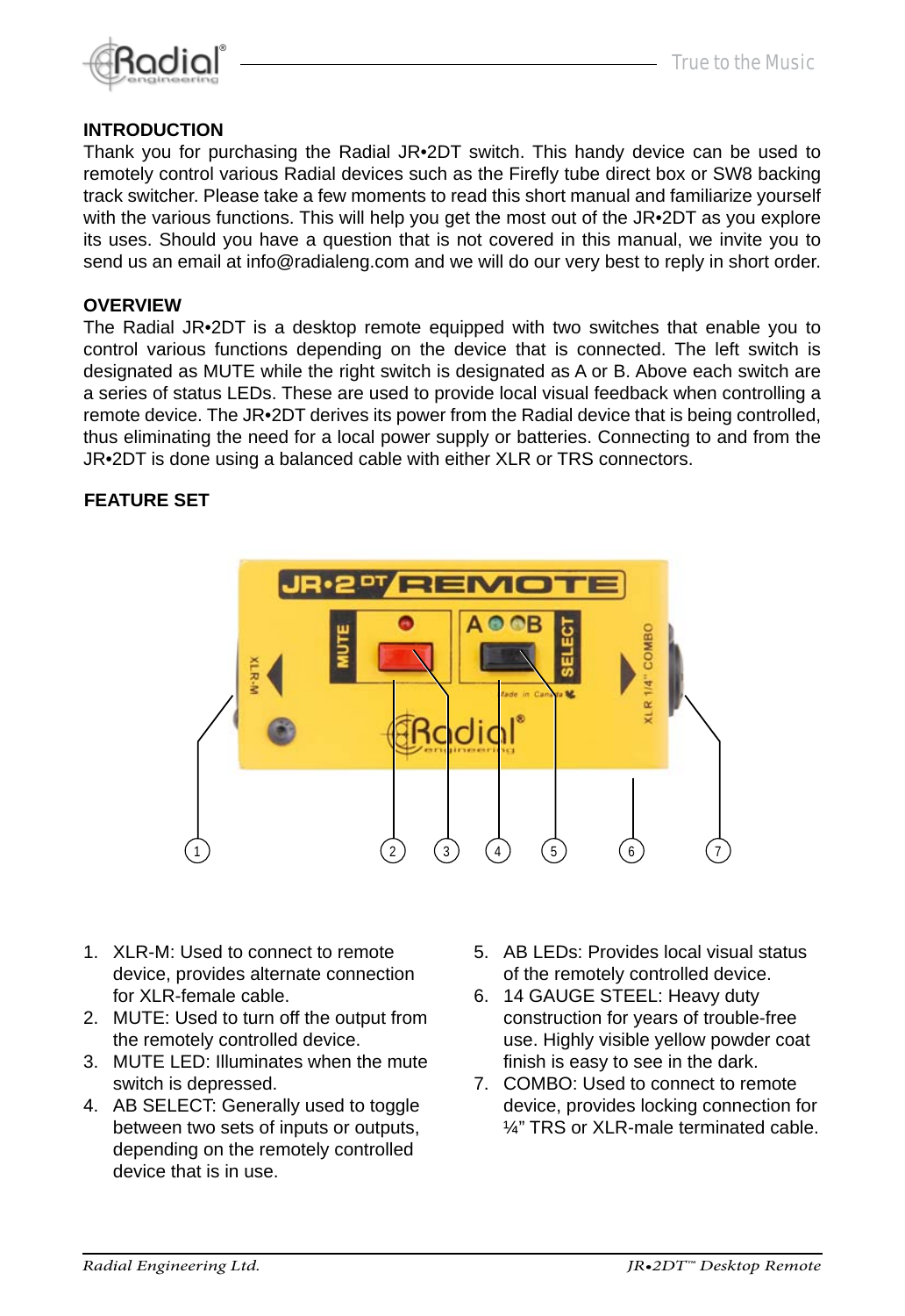## INTRODUCTION

Thank you for purchasing the Radial JR•2DT switch. This handy device can be used to remotely control various Radial devices such as the Firefly tube direct box or SW8 backing track switcher. Please take a few moments to read this short manual and familiarize yourself with the various functions. This will help you get the most out of the JR•2DT as you explore its uses. Should you have a question that is not covered in this manual, we invite you to send us an email at info@radialeng.com and we will do our very best to reply in short order.

## OVERVIEW

The Radial JR•2DT is a desktop remote equipped with two switches that enable you to control various functions depending on the device that is connected. The left switch is designated as MUTE while the right switch is designated as A or B. Above each switch are a series of status LEDs. These are used to provide local visual feedback when controlling a remote device. The JR•2DT derives its power from the Radial device that is being controlled, thus eliminating the need for a local power supply or batteries. Connecting to and from the JR•2DT is done using a balanced cable with either XLR or TRS connectors.

## FEATURE SET

1. XLR-M: Used to connect to remote device, provides alternate connection for XLR-female cable.
2. MUTE: Used to turn off the output from the remotely controlled device.
3. MUTE LED: Illuminates when the mute switch is depressed.
4. AB SELECT: Generally used to toggle between two sets of inputs or outputs, depending on the remotely controlled device that is in use.
5. AB LEDs: Provides local visual status of the remotely controlled device.
6. 14 GAUGE STEEL: Heavy duty construction for years of trouble-free use. Highly visible yellow powder coat finish is easy to see in the dark.
7. COMBO: Used to connect to remote device, provides locking connection for ¼" TRS or XLR-male terminated cable.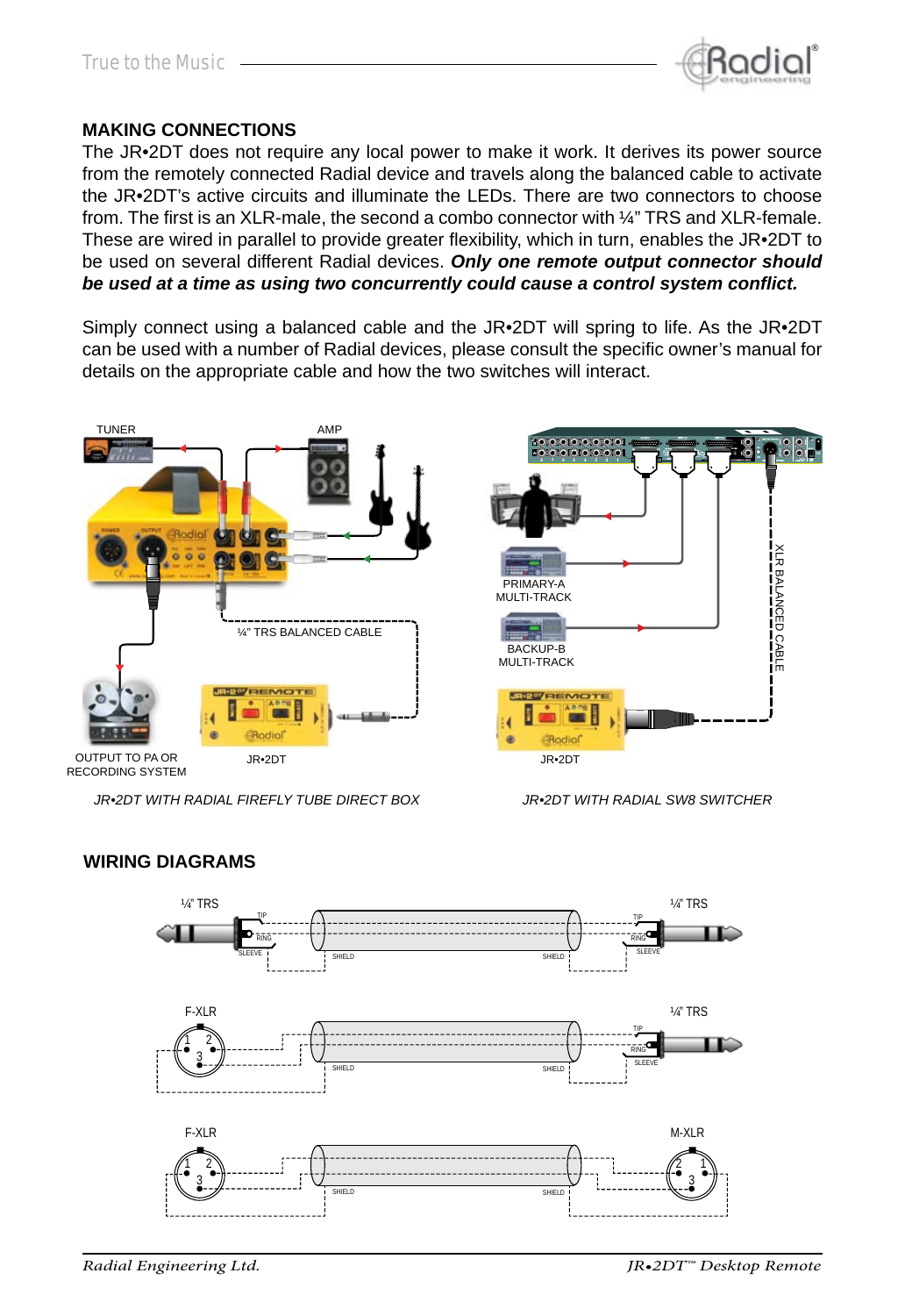## MAKING CONNECTIONS

The JR•2DT does not require any local power to make it work. It derives its power source from the remotely connected Radial device and travels along the balanced cable to activate the JR•2DT's active circuits and illuminate the LEDs. There are two connectors to choose from. The first is an XLR-male, the second a combo connector with ¼" TRS and XLR-female. These are wired in parallel to provide greater flexibility, which in turn, enables the JR•2DT to be used on several different Radial devices. ***Only one remote output connector should be used at a time as using two concurrently could cause a control system conflict.***

Simply connect using a balanced cable and the JR•2DT will spring to life. As the JR•2DT can be used with a number of Radial devices, please consult the specific owner's manual for details on the appropriate cable and how the two switches will interact.

TUNER

AMP

¼" TRS BALANCED CABLE

OUTPUT TO PA OR RECORDING SYSTEM

JR•2DT

*JR•2DT WITH RADIAL FIREFLY TUBE DIRECT BOX*

PRIMARY-A MULTI-TRACK

BACKUP-B MULTI-TRACK

XLR BALANCED CABLE

JR•2DT

*JR•2DT WITH RADIAL SW8 SWITCHER*

## WIRING DIAGRAMS

¼" TRS — TIP, RING, SLEEVE — SHIELD — SHIELD — TIP, RING, SLEEVE — ¼" TRS

F-XLR — 1, 2, 3 — SHIELD — SHIELD — TIP, RING, SLEEVE — ¼" TRS

F-XLR — 1, 2, 3 — SHIELD — SHIELD — 2, 1, 3 — M-XLR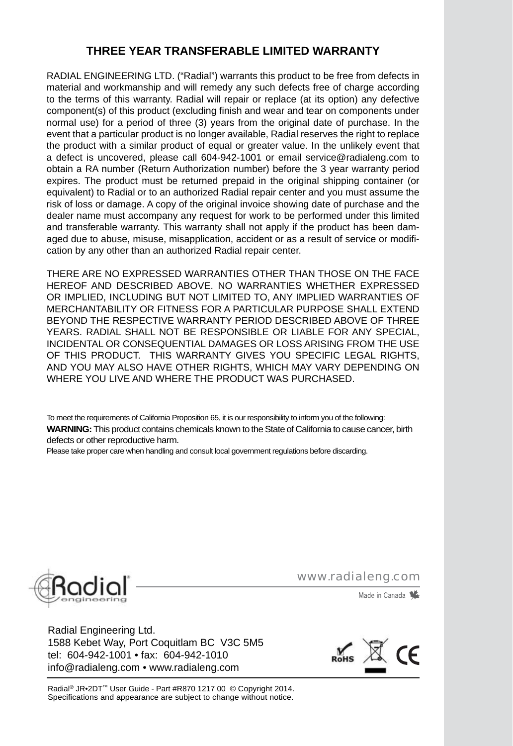## THREE YEAR TRANSFERABLE LIMITED WARRANTY

RADIAL ENGINEERING LTD. ("Radial") warrants this product to be free from defects in material and workmanship and will remedy any such defects free of charge according to the terms of this warranty. Radial will repair or replace (at its option) any defective component(s) of this product (excluding finish and wear and tear on components under normal use) for a period of three (3) years from the original date of purchase. In the event that a particular product is no longer available, Radial reserves the right to replace the product with a similar product of equal or greater value. In the unlikely event that a defect is uncovered, please call 604-942-1001 or email service@radialeng.com to obtain a RA number (Return Authorization number) before the 3 year warranty period expires. The product must be returned prepaid in the original shipping container (or equivalent) to Radial or to an authorized Radial repair center and you must assume the risk of loss or damage. A copy of the original invoice showing date of purchase and the dealer name must accompany any request for work to be performed under this limited and transferable warranty. This warranty shall not apply if the product has been damaged due to abuse, misuse, misapplication, accident or as a result of service or modification by any other than an authorized Radial repair center.

THERE ARE NO EXPRESSED WARRANTIES OTHER THAN THOSE ON THE FACE HEREOF AND DESCRIBED ABOVE. NO WARRANTIES WHETHER EXPRESSED OR IMPLIED, INCLUDING BUT NOT LIMITED TO, ANY IMPLIED WARRANTIES OF MERCHANTABILITY OR FITNESS FOR A PARTICULAR PURPOSE SHALL EXTEND BEYOND THE RESPECTIVE WARRANTY PERIOD DESCRIBED ABOVE OF THREE YEARS. RADIAL SHALL NOT BE RESPONSIBLE OR LIABLE FOR ANY SPECIAL, INCIDENTAL OR CONSEQUENTIAL DAMAGES OR LOSS ARISING FROM THE USE OF THIS PRODUCT. THIS WARRANTY GIVES YOU SPECIFIC LEGAL RIGHTS, AND YOU MAY ALSO HAVE OTHER RIGHTS, WHICH MAY VARY DEPENDING ON WHERE YOU LIVE AND WHERE THE PRODUCT WAS PURCHASED.

To meet the requirements of California Proposition 65, it is our responsibility to inform you of the following:

**WARNING:** This product contains chemicals known to the State of California to cause cancer, birth defects or other reproductive harm.

Please take proper care when handling and consult local government regulations before discarding.

Radial engineering

www.radialeng.com

Made in Canada

Radial Engineering Ltd.
1588 Kebet Way, Port Coquitlam BC V3C 5M5
tel: 604-942-1001 • fax: 604-942-1010
info@radialeng.com • www.radialeng.com

RoHS CE

Radial® JR•2DT™ User Guide - Part #R870 1217 00 © Copyright 2014.
Specifications and appearance are subject to change without notice.